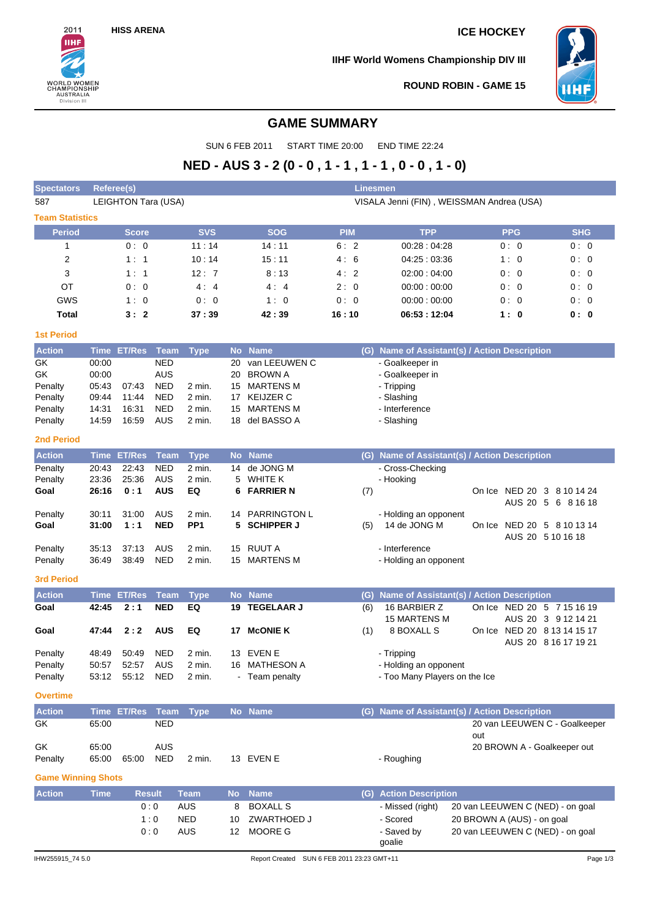HISS ARENA

# ICE HOCKEY

**IIHF World Womens Championship DIV III**

**ROUND ROBIN - GAME 15**

## GAME SUMMARY

SUN 6 FEB 2011 START TIME 20:00 END TIME 22:24

## NED - AUS 3 - 2 (0 - 0 , 1 - 1 , 1 - 1 , 0 - 0 , 1 - 0)

| Spectators | Referee(s) | Linesmen |
|---|---|---|
| 587 | LEIGHTON Tara (USA) | VISALA Jenni (FIN) , WEISSMAN Andrea (USA) |

### Team Statistics

| Period | Score | SVS | SOG | PIM | TPP | PPG | SHG |
|---|---|---|---|---|---|---|---|
| 1 | 0 : 0 | 11 : 14 | 14 : 11 | 6 : 2 | 00:28 : 04:28 | 0 : 0 | 0 : 0 |
| 2 | 1 : 1 | 10 : 14 | 15 : 11 | 4 : 6 | 04:25 : 03:36 | 1 : 0 | 0 : 0 |
| 3 | 1 : 1 | 12 : 7 | 8 : 13 | 4 : 2 | 02:00 : 04:00 | 0 : 0 | 0 : 0 |
| OT | 0 : 0 | 4 : 4 | 4 : 4 | 2 : 0 | 00:00 : 00:00 | 0 : 0 | 0 : 0 |
| GWS | 1 : 0 | 0 : 0 | 1 : 0 | 0 : 0 | 00:00 : 00:00 | 0 : 0 | 0 : 0 |
| **Total** | **3 : 2** | **37 : 39** | **42 : 39** | **16 : 10** | **06:53 : 12:04** | **1 : 0** | **0 : 0** |

### 1st Period

| Action | Time | ET/Res | Team | Type | No | Name | (G) | Name of Assistant(s) / Action Description |
|---|---|---|---|---|---|---|---|---|
| GK | 00:00 | | NED | | 20 | van LEEUWEN C | | - Goalkeeper in |
| GK | 00:00 | | AUS | | 20 | BROWN A | | - Goalkeeper in |
| Penalty | 05:43 | 07:43 | NED | 2 min. | 15 | MARTENS M | | - Tripping |
| Penalty | 09:44 | 11:44 | NED | 2 min. | 17 | KEIJZER C | | - Slashing |
| Penalty | 14:31 | 16:31 | NED | 2 min. | 15 | MARTENS M | | - Interference |
| Penalty | 14:59 | 16:59 | AUS | 2 min. | 18 | del BASSO A | | - Slashing |

### 2nd Period

| Action | Time | ET/Res | Team | Type | No | Name | (G) | Name of Assistant(s) / Action Description |
|---|---|---|---|---|---|---|---|---|
| Penalty | 20:43 | 22:43 | NED | 2 min. | 14 | de JONG M | | - Cross-Checking |
| Penalty | 23:36 | 25:36 | AUS | 2 min. | 5 | WHITE K | | - Hooking |
| **Goal** | **26:16** | **0 : 1** | **AUS** | **EQ** | **6** | **FARRIER N** | (7) | On Ice NED 20 3 8 10 14 24 / AUS 20 5 6 8 16 18 |
| Penalty | 30:11 | 31:00 | AUS | 2 min. | 14 | PARRINGTON L | | - Holding an opponent |
| **Goal** | **31:00** | **1 : 1** | **NED** | **PP1** | **5** | **SCHIPPER J** | (5) | 14 de JONG M; On Ice NED 20 5 8 10 13 14 / AUS 20 5 10 16 18 |
| Penalty | 35:13 | 37:13 | AUS | 2 min. | 15 | RUUT A | | - Interference |
| Penalty | 36:49 | 38:49 | NED | 2 min. | 15 | MARTENS M | | - Holding an opponent |

### 3rd Period

| Action | Time | ET/Res | Team | Type | No | Name | (G) | Name of Assistant(s) / Action Description |
|---|---|---|---|---|---|---|---|---|
| **Goal** | **42:45** | **2 : 1** | **NED** | **EQ** | **19** | **TEGELAAR J** | (6) | 16 BARBIER Z, 15 MARTENS M; On Ice NED 20 5 7 15 16 19 / AUS 20 3 9 12 14 21 |
| **Goal** | **47:44** | **2 : 2** | **AUS** | **EQ** | **17** | **McONIE K** | (1) | 8 BOXALL S; On Ice NED 20 8 13 14 15 17 / AUS 20 8 16 17 19 21 |
| Penalty | 48:49 | 50:49 | NED | 2 min. | 13 | EVEN E | | - Tripping |
| Penalty | 50:57 | 52:57 | AUS | 2 min. | 16 | MATHESON A | | - Holding an opponent |
| Penalty | 53:12 | 55:12 | NED | 2 min. | - | Team penalty | | - Too Many Players on the Ice |

### Overtime

| Action | Time | ET/Res | Team | Type | No | Name | (G) | Name of Assistant(s) / Action Description |
|---|---|---|---|---|---|---|---|---|
| GK | 65:00 | | NED | | | | | 20 van LEEUWEN C - Goalkeeper out |
| GK | 65:00 | | AUS | | | | | 20 BROWN A - Goalkeeper out |
| Penalty | 65:00 | 65:00 | NED | 2 min. | 13 | EVEN E | | - Roughing |

### Game Winning Shots

| Action | Time | Result | Team | No | Name | (G) | Action Description | |
|---|---|---|---|---|---|---|---|---|
| | | 0 : 0 | AUS | 8 | BOXALL S | | - Missed (right) | 20 van LEEUWEN C (NED) - on goal |
| | | 1 : 0 | NED | 10 | ZWARTHOED J | | - Scored | 20 BROWN A (AUS) - on goal |
| | | 0 : 0 | AUS | 12 | MOORE G | | - Saved by goalie | 20 van LEEUWEN C (NED) - on goal |

IHW255915_74 5.0 Report Created SUN 6 FEB 2011 23:23 GMT+11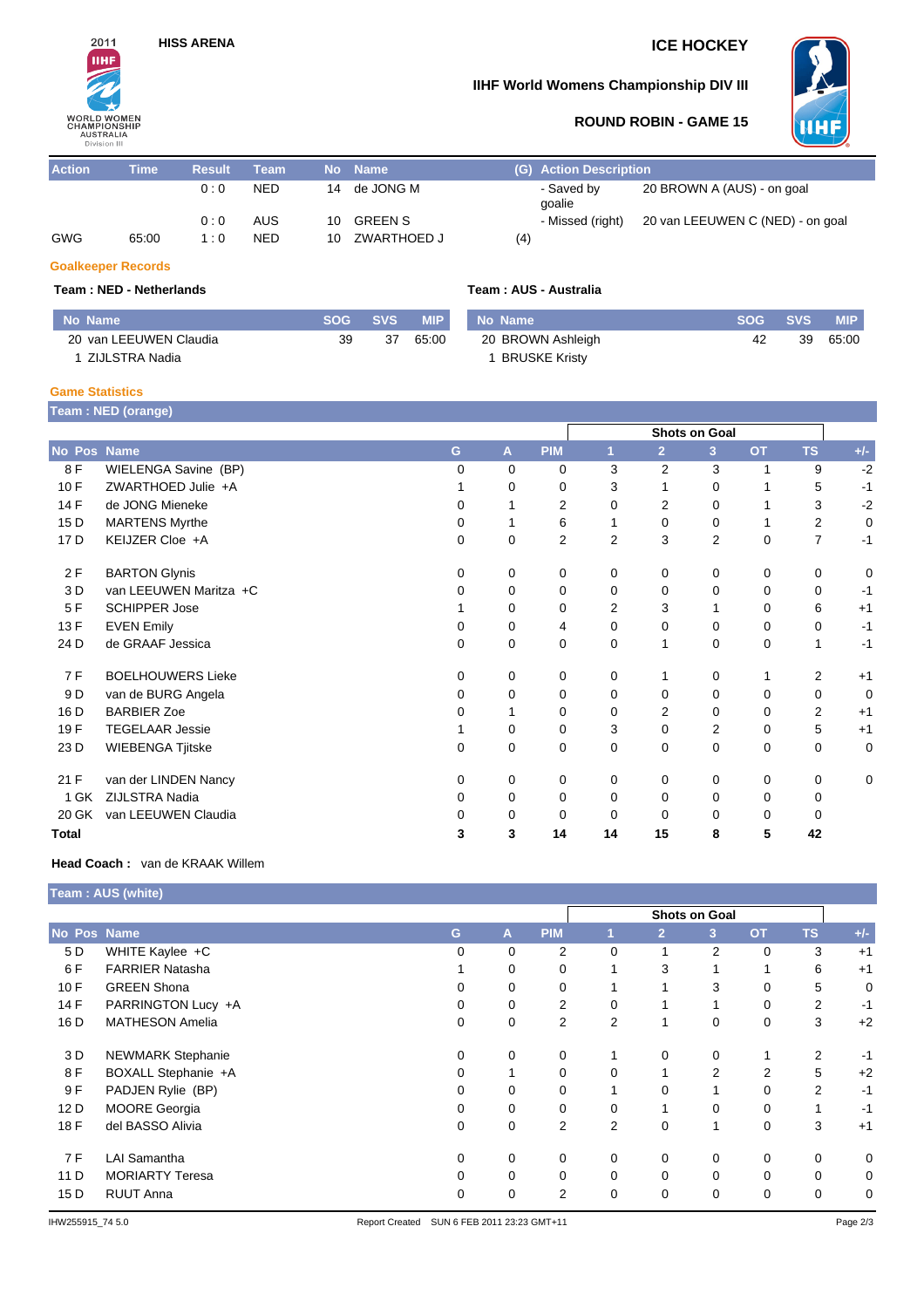HISS ARENA

ICE HOCKEY

IIHF World Womens Championship DIV III

ROUND ROBIN - GAME 15

| Action | Time | Result | Team | No | Name | (G) | Action Description | |
|---|---|---|---|---|---|---|---|---|
| | | 0 : 0 | NED | 14 | de JONG M | | - Saved by goalie | 20 BROWN A (AUS) - on goal |
| | | 0 : 0 | AUS | 10 | GREEN S | | - Missed (right) | 20 van LEEUWEN C (NED) - on goal |
| GWG | 65:00 | 1 : 0 | NED | 10 | ZWARTHOED J | (4) | | |

## Goalkeeper Records

**Team : NED - Netherlands**

| No | Name | SOG | SVS | MIP |
|---|---|---|---|---|
| 20 | van LEEUWEN Claudia | 39 | 37 | 65:00 |
| 1 | ZIJLSTRA Nadia | | | |

**Team : AUS - Australia**

| No | Name | SOG | SVS | MIP |
|---|---|---|---|---|
| 20 | BROWN Ashleigh | 42 | 39 | 65:00 |
| 1 | BRUSKE Kristy | | | |

## Game Statistics

**Team : NED (orange)**

| | | | | | | Shots on Goal | | | | | |
|---|---|---|---|---|---|---|---|---|---|---|---|
| No | Pos | Name | G | A | PIM | 1 | 2 | 3 | OT | TS | +/- |
| 8 | F | WIELENGA Savine (BP) | 0 | 0 | 0 | 3 | 2 | 3 | 1 | 9 | -2 |
| 10 | F | ZWARTHOED Julie +A | 1 | 0 | 0 | 3 | 1 | 0 | 1 | 5 | -1 |
| 14 | F | de JONG Mieneke | 0 | 1 | 2 | 0 | 2 | 0 | 1 | 3 | -2 |
| 15 | D | MARTENS Myrthe | 0 | 1 | 6 | 1 | 0 | 0 | 1 | 2 | 0 |
| 17 | D | KEIJZER Cloe +A | 0 | 0 | 2 | 2 | 3 | 2 | 0 | 7 | -1 |
| 2 | F | BARTON Glynis | 0 | 0 | 0 | 0 | 0 | 0 | 0 | 0 | 0 |
| 3 | D | van LEEUWEN Maritza +C | 0 | 0 | 0 | 0 | 0 | 0 | 0 | 0 | -1 |
| 5 | F | SCHIPPER Jose | 1 | 0 | 0 | 2 | 3 | 1 | 0 | 6 | +1 |
| 13 | F | EVEN Emily | 0 | 0 | 4 | 0 | 0 | 0 | 0 | 0 | -1 |
| 24 | D | de GRAAF Jessica | 0 | 0 | 0 | 0 | 1 | 0 | 0 | 1 | -1 |
| 7 | F | BOELHOUWERS Lieke | 0 | 0 | 0 | 0 | 1 | 0 | 1 | 2 | +1 |
| 9 | D | van de BURG Angela | 0 | 0 | 0 | 0 | 0 | 0 | 0 | 0 | 0 |
| 16 | D | BARBIER Zoe | 0 | 1 | 0 | 0 | 2 | 0 | 0 | 2 | +1 |
| 19 | F | TEGELAAR Jessie | 1 | 0 | 0 | 3 | 0 | 2 | 0 | 5 | +1 |
| 23 | D | WIEBENGA Tjitske | 0 | 0 | 0 | 0 | 0 | 0 | 0 | 0 | 0 |
| 21 | F | van der LINDEN Nancy | 0 | 0 | 0 | 0 | 0 | 0 | 0 | 0 | 0 |
| 1 | GK | ZIJLSTRA Nadia | 0 | 0 | 0 | 0 | 0 | 0 | 0 | 0 | |
| 20 | GK | van LEEUWEN Claudia | 0 | 0 | 0 | 0 | 0 | 0 | 0 | 0 | |
| **Total** | | | **3** | **3** | **14** | **14** | **15** | **8** | **5** | **42** | |

**Head Coach :** van de KRAAK Willem

**Team : AUS (white)**

| | | | | | | Shots on Goal | | | | | |
|---|---|---|---|---|---|---|---|---|---|---|---|
| No | Pos | Name | G | A | PIM | 1 | 2 | 3 | OT | TS | +/- |
| 5 | D | WHITE Kaylee +C | 0 | 0 | 2 | 0 | 1 | 2 | 0 | 3 | +1 |
| 6 | F | FARRIER Natasha | 1 | 0 | 0 | 1 | 3 | 1 | 1 | 6 | +1 |
| 10 | F | GREEN Shona | 0 | 0 | 0 | 1 | 1 | 3 | 0 | 5 | 0 |
| 14 | F | PARRINGTON Lucy +A | 0 | 0 | 2 | 0 | 1 | 1 | 0 | 2 | -1 |
| 16 | D | MATHESON Amelia | 0 | 0 | 2 | 2 | 1 | 0 | 0 | 3 | +2 |
| 3 | D | NEWMARK Stephanie | 0 | 0 | 0 | 1 | 0 | 0 | 1 | 2 | -1 |
| 8 | F | BOXALL Stephanie +A | 0 | 1 | 0 | 0 | 1 | 2 | 2 | 5 | +2 |
| 9 | F | PADJEN Rylie (BP) | 0 | 0 | 0 | 1 | 0 | 1 | 0 | 2 | -1 |
| 12 | D | MOORE Georgia | 0 | 0 | 0 | 0 | 1 | 0 | 0 | 1 | -1 |
| 18 | F | del BASSO Alivia | 0 | 0 | 2 | 2 | 0 | 1 | 0 | 3 | +1 |
| 7 | F | LAI Samantha | 0 | 0 | 0 | 0 | 0 | 0 | 0 | 0 | 0 |
| 11 | D | MORIARTY Teresa | 0 | 0 | 0 | 0 | 0 | 0 | 0 | 0 | 0 |
| 15 | D | RUUT Anna | 0 | 0 | 2 | 0 | 0 | 0 | 0 | 0 | 0 |

IHW255915_74 5.0 Report Created SUN 6 FEB 2011 23:23 GMT+11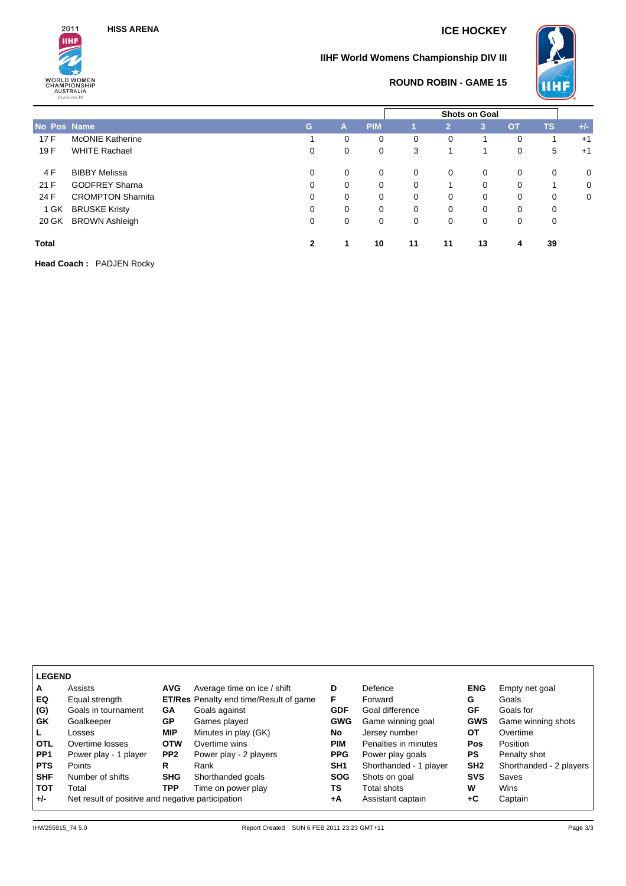HISS ARENA

ICE HOCKEY

IIHF World Womens Championship DIV III

ROUND ROBIN - GAME 15

| No | Pos | Name | G | A | PIM | Shots on Goal 1 | 2 | 3 | OT | TS | +/- |
|---|---|---|---|---|---|---|---|---|---|---|---|
| 17 | F | McONIE Katherine | 1 | 0 | 0 | 0 | 0 | 1 | 0 | 1 | +1 |
| 19 | F | WHITE Rachael | 0 | 0 | 0 | 3 | 1 | 1 | 0 | 5 | +1 |
| 4 | F | BIBBY Melissa | 0 | 0 | 0 | 0 | 0 | 0 | 0 | 0 | 0 |
| 21 | F | GODFREY Sharna | 0 | 0 | 0 | 0 | 1 | 0 | 0 | 1 | 0 |
| 24 | F | CROMPTON Sharnita | 0 | 0 | 0 | 0 | 0 | 0 | 0 | 0 | 0 |
| 1 | GK | BRUSKE Kristy | 0 | 0 | 0 | 0 | 0 | 0 | 0 | 0 | |
| 20 | GK | BROWN Ashleigh | 0 | 0 | 0 | 0 | 0 | 0 | 0 | 0 | |
| **Total** | | | **2** | **1** | **10** | **11** | **11** | **13** | **4** | **39** | |

**Head Coach :** PADJEN Rocky

**LEGEND**

| | | | | | | | |
|---|---|---|---|---|---|---|---|
| **A** | Assists | **AVG** | Average time on ice / shift | **D** | Defence | **ENG** | Empty net goal |
| **EQ** | Equal strength | **ET/Res** | Penalty end time/Result of game | **F** | Forward | **G** | Goals |
| **(G)** | Goals in tournament | **GA** | Goals against | **GDF** | Goal difference | **GF** | Goals for |
| **GK** | Goalkeeper | **GP** | Games played | **GWG** | Game winning goal | **GWS** | Game winning shots |
| **L** | Losses | **MIP** | Minutes in play (GK) | **No** | Jersey number | **OT** | Overtime |
| **OTL** | Overtime losses | **OTW** | Overtime wins | **PIM** | Penalties in minutes | **Pos** | Position |
| **PP1** | Power play - 1 player | **PP2** | Power play - 2 players | **PPG** | Power play goals | **PS** | Penalty shot |
| **PTS** | Points | **R** | Rank | **SH1** | Shorthanded - 1 player | **SH2** | Shorthanded - 2 players |
| **SHF** | Number of shifts | **SHG** | Shorthanded goals | **SOG** | Shots on goal | **SVS** | Saves |
| **TOT** | Total | **TPP** | Time on power play | **TS** | Total shots | **W** | Wins |
| **+/-** | Net result of positive and negative participation | | | **+A** | Assistant captain | **+C** | Captain |

IHW255915_74 5.0 Report Created SUN 6 FEB 2011 23:23 GMT+11